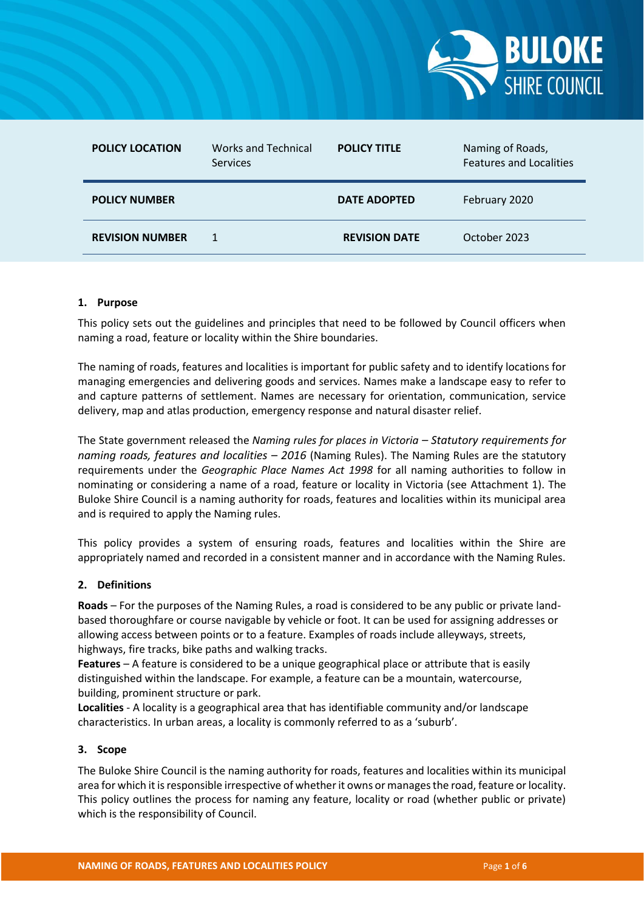| POLICY LOCATION | Works and Technical Services | POLICY TITLE | Naming of Roads, Features and Localities |
| --- | --- | --- | --- |
| POLICY NUMBER | | DATE ADOPTED | February 2020 |
| REVISION NUMBER | 1 | REVISION DATE | October 2023 |

## 1. Purpose

This policy sets out the guidelines and principles that need to be followed by Council officers when naming a road, feature or locality within the Shire boundaries.

The naming of roads, features and localities is important for public safety and to identify locations for managing emergencies and delivering goods and services. Names make a landscape easy to refer to and capture patterns of settlement. Names are necessary for orientation, communication, service delivery, map and atlas production, emergency response and natural disaster relief.

The State government released the *Naming rules for places in Victoria – Statutory requirements for naming roads, features and localities – 2016* (Naming Rules). The Naming Rules are the statutory requirements under the *Geographic Place Names Act 1998* for all naming authorities to follow in nominating or considering a name of a road, feature or locality in Victoria (see Attachment 1). The Buloke Shire Council is a naming authority for roads, features and localities within its municipal area and is required to apply the Naming rules.

This policy provides a system of ensuring roads, features and localities within the Shire are appropriately named and recorded in a consistent manner and in accordance with the Naming Rules.

## 2. Definitions

**Roads** – For the purposes of the Naming Rules, a road is considered to be any public or private land-based thoroughfare or course navigable by vehicle or foot. It can be used for assigning addresses or allowing access between points or to a feature. Examples of roads include alleyways, streets, highways, fire tracks, bike paths and walking tracks.

**Features** – A feature is considered to be a unique geographical place or attribute that is easily distinguished within the landscape. For example, a feature can be a mountain, watercourse, building, prominent structure or park.

**Localities** - A locality is a geographical area that has identifiable community and/or landscape characteristics. In urban areas, a locality is commonly referred to as a 'suburb'.

## 3. Scope

The Buloke Shire Council is the naming authority for roads, features and localities within its municipal area for which it is responsible irrespective of whether it owns or manages the road, feature or locality. This policy outlines the process for naming any feature, locality or road (whether public or private) which is the responsibility of Council.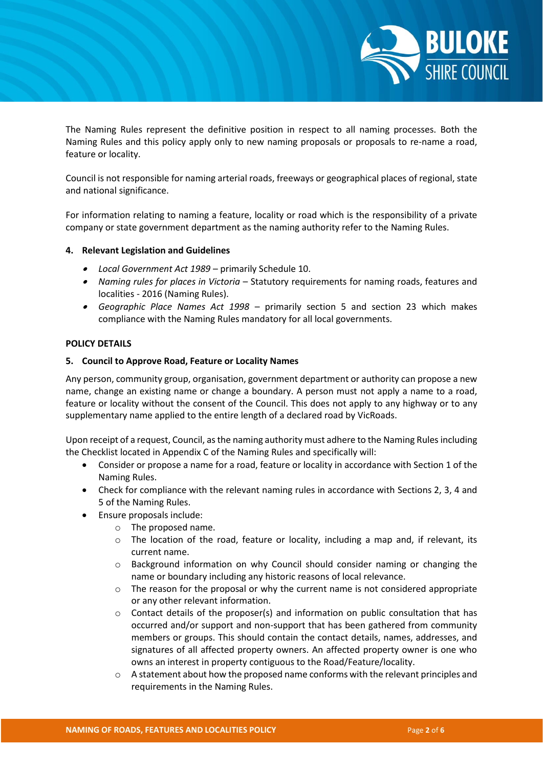The Naming Rules represent the definitive position in respect to all naming processes. Both the Naming Rules and this policy apply only to new naming proposals or proposals to re-name a road, feature or locality.

Council is not responsible for naming arterial roads, freeways or geographical places of regional, state and national significance.

For information relating to naming a feature, locality or road which is the responsibility of a private company or state government department as the naming authority refer to the Naming Rules.

## 4. Relevant Legislation and Guidelines

- *Local Government Act 1989* – primarily Schedule 10.
- *Naming rules for places in Victoria* – Statutory requirements for naming roads, features and localities - 2016 (Naming Rules).
- *Geographic Place Names Act 1998* – primarily section 5 and section 23 which makes compliance with the Naming Rules mandatory for all local governments.

## POLICY DETAILS

## 5. Council to Approve Road, Feature or Locality Names

Any person, community group, organisation, government department or authority can propose a new name, change an existing name or change a boundary. A person must not apply a name to a road, feature or locality without the consent of the Council. This does not apply to any highway or to any supplementary name applied to the entire length of a declared road by VicRoads.

Upon receipt of a request, Council, as the naming authority must adhere to the Naming Rules including the Checklist located in Appendix C of the Naming Rules and specifically will:

- Consider or propose a name for a road, feature or locality in accordance with Section 1 of the Naming Rules.
- Check for compliance with the relevant naming rules in accordance with Sections 2, 3, 4 and 5 of the Naming Rules.
- Ensure proposals include:
    - The proposed name.
    - The location of the road, feature or locality, including a map and, if relevant, its current name.
    - Background information on why Council should consider naming or changing the name or boundary including any historic reasons of local relevance.
    - The reason for the proposal or why the current name is not considered appropriate or any other relevant information.
    - Contact details of the proposer(s) and information on public consultation that has occurred and/or support and non-support that has been gathered from community members or groups. This should contain the contact details, names, addresses, and signatures of all affected property owners. An affected property owner is one who owns an interest in property contiguous to the Road/Feature/locality.
    - A statement about how the proposed name conforms with the relevant principles and requirements in the Naming Rules.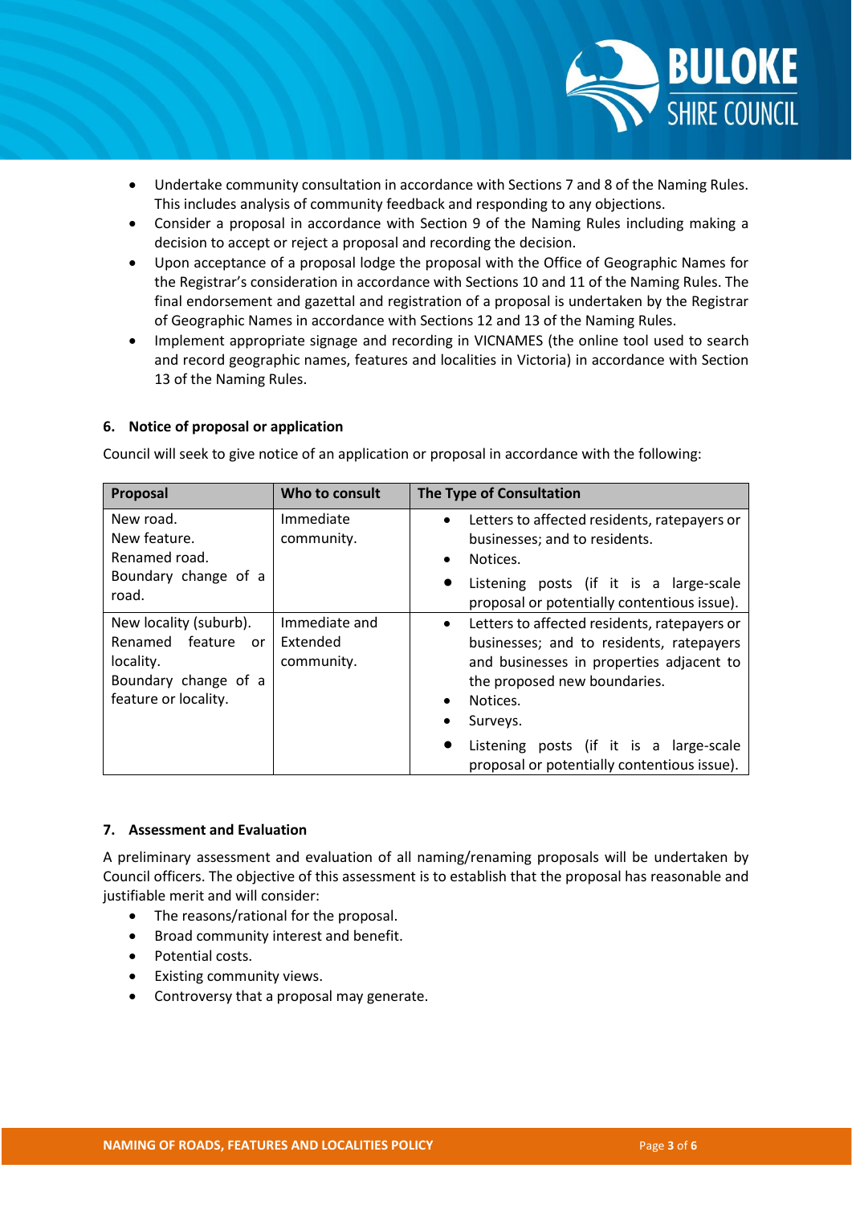- Undertake community consultation in accordance with Sections 7 and 8 of the Naming Rules. This includes analysis of community feedback and responding to any objections.
- Consider a proposal in accordance with Section 9 of the Naming Rules including making a decision to accept or reject a proposal and recording the decision.
- Upon acceptance of a proposal lodge the proposal with the Office of Geographic Names for the Registrar's consideration in accordance with Sections 10 and 11 of the Naming Rules. The final endorsement and gazettal and registration of a proposal is undertaken by the Registrar of Geographic Names in accordance with Sections 12 and 13 of the Naming Rules.
- Implement appropriate signage and recording in VICNAMES (the online tool used to search and record geographic names, features and localities in Victoria) in accordance with Section 13 of the Naming Rules.

## 6. Notice of proposal or application

Council will seek to give notice of an application or proposal in accordance with the following:

| Proposal | Who to consult | The Type of Consultation |
|---|---|---|
| New road.<br>New feature.<br>Renamed road.<br>Boundary change of a road. | Immediate community. | • Letters to affected residents, ratepayers or businesses; and to residents.<br>• Notices.<br>• Listening posts (if it is a large-scale proposal or potentially contentious issue). |
| New locality (suburb).<br>Renamed feature or locality.<br>Boundary change of a feature or locality. | Immediate and Extended community. | • Letters to affected residents, ratepayers or businesses; and to residents, ratepayers and businesses in properties adjacent to the proposed new boundaries.<br>• Notices.<br>• Surveys.<br>• Listening posts (if it is a large-scale proposal or potentially contentious issue). |

## 7. Assessment and Evaluation

A preliminary assessment and evaluation of all naming/renaming proposals will be undertaken by Council officers. The objective of this assessment is to establish that the proposal has reasonable and justifiable merit and will consider:

- The reasons/rational for the proposal.
- Broad community interest and benefit.
- Potential costs.
- Existing community views.
- Controversy that a proposal may generate.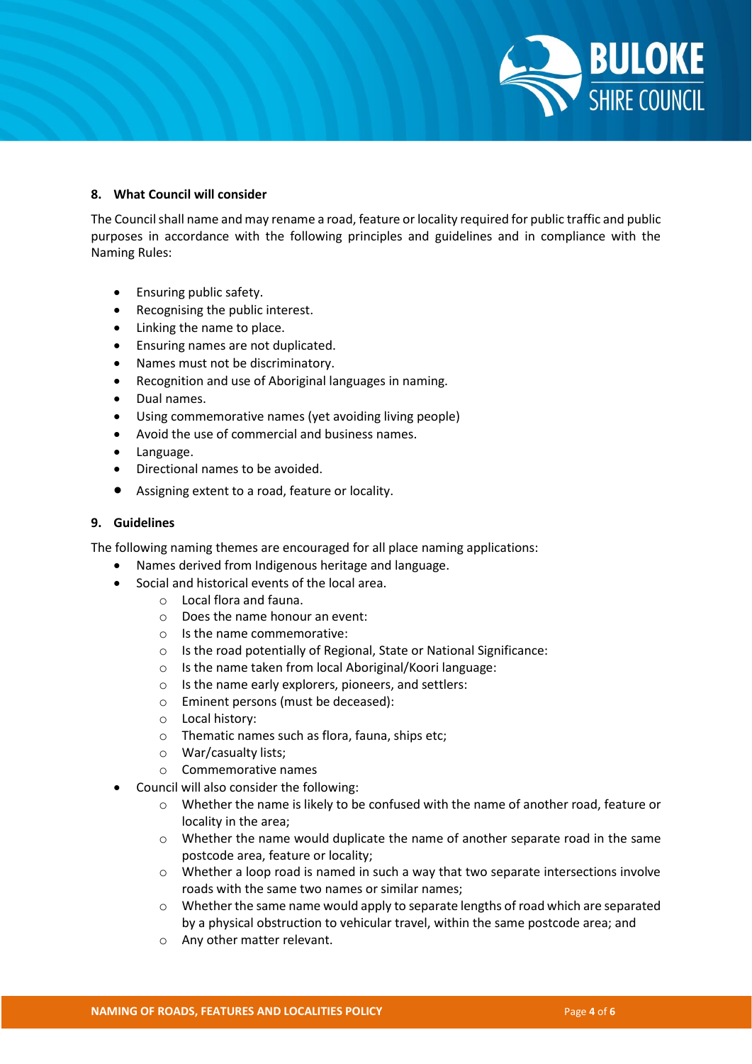## 8. What Council will consider

The Council shall name and may rename a road, feature or locality required for public traffic and public purposes in accordance with the following principles and guidelines and in compliance with the Naming Rules:

- Ensuring public safety.
- Recognising the public interest.
- Linking the name to place.
- Ensuring names are not duplicated.
- Names must not be discriminatory.
- Recognition and use of Aboriginal languages in naming.
- Dual names.
- Using commemorative names (yet avoiding living people)
- Avoid the use of commercial and business names.
- Language.
- Directional names to be avoided.
- Assigning extent to a road, feature or locality.

## 9. Guidelines

The following naming themes are encouraged for all place naming applications:

- Names derived from Indigenous heritage and language.
- Social and historical events of the local area.
  - Local flora and fauna.
  - Does the name honour an event:
  - Is the name commemorative:
  - Is the road potentially of Regional, State or National Significance:
  - Is the name taken from local Aboriginal/Koori language:
  - Is the name early explorers, pioneers, and settlers:
  - Eminent persons (must be deceased):
  - Local history:
  - Thematic names such as flora, fauna, ships etc;
  - War/casualty lists;
  - Commemorative names
- Council will also consider the following:
  - Whether the name is likely to be confused with the name of another road, feature or locality in the area;
  - Whether the name would duplicate the name of another separate road in the same postcode area, feature or locality;
  - Whether a loop road is named in such a way that two separate intersections involve roads with the same two names or similar names;
  - Whether the same name would apply to separate lengths of road which are separated by a physical obstruction to vehicular travel, within the same postcode area; and
  - Any other matter relevant.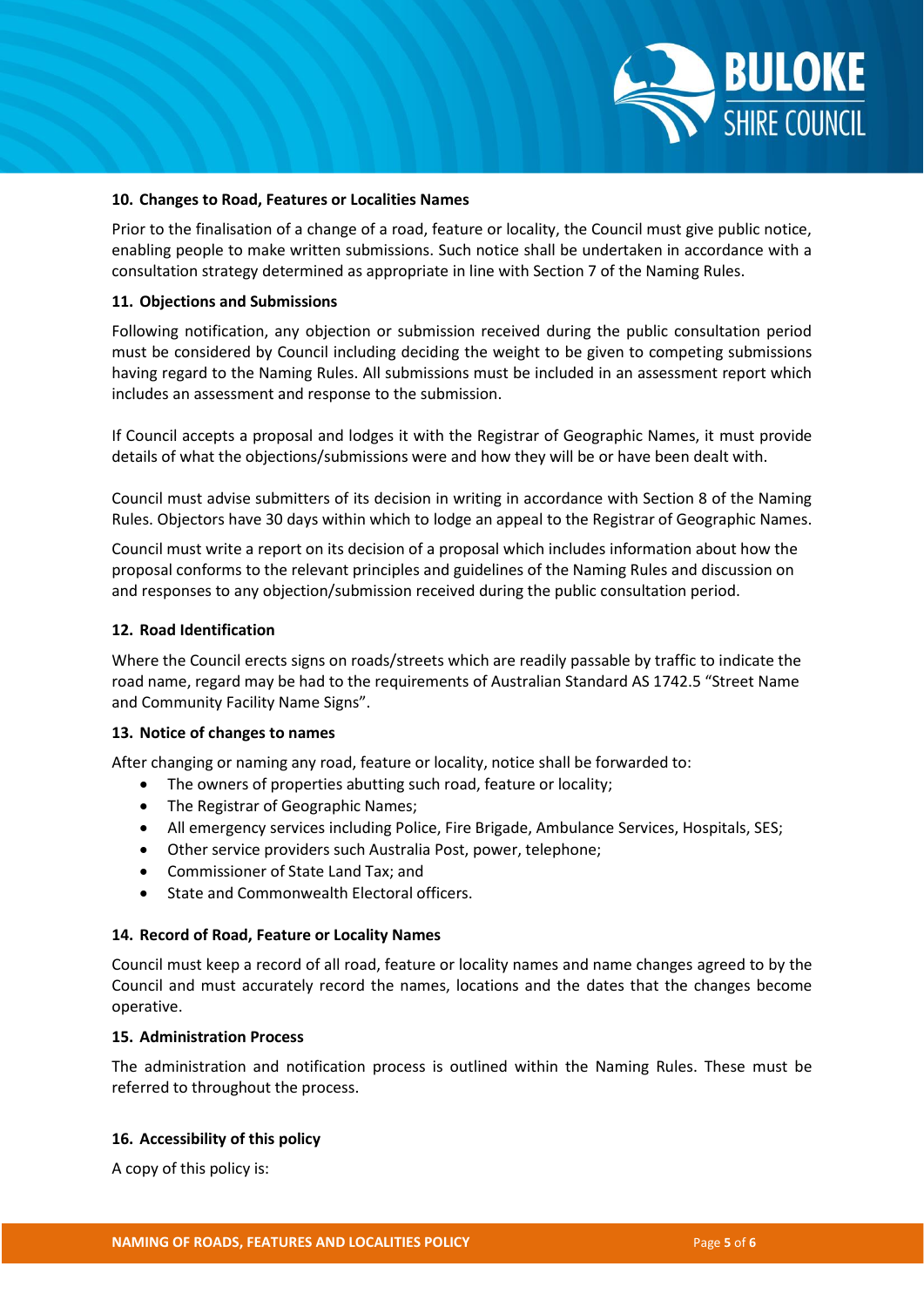### 10. Changes to Road, Features or Localities Names

Prior to the finalisation of a change of a road, feature or locality, the Council must give public notice, enabling people to make written submissions. Such notice shall be undertaken in accordance with a consultation strategy determined as appropriate in line with Section 7 of the Naming Rules.

### 11. Objections and Submissions

Following notification, any objection or submission received during the public consultation period must be considered by Council including deciding the weight to be given to competing submissions having regard to the Naming Rules. All submissions must be included in an assessment report which includes an assessment and response to the submission.

If Council accepts a proposal and lodges it with the Registrar of Geographic Names, it must provide details of what the objections/submissions were and how they will be or have been dealt with.

Council must advise submitters of its decision in writing in accordance with Section 8 of the Naming Rules. Objectors have 30 days within which to lodge an appeal to the Registrar of Geographic Names.

Council must write a report on its decision of a proposal which includes information about how the proposal conforms to the relevant principles and guidelines of the Naming Rules and discussion on and responses to any objection/submission received during the public consultation period.

### 12. Road Identification

Where the Council erects signs on roads/streets which are readily passable by traffic to indicate the road name, regard may be had to the requirements of Australian Standard AS 1742.5 "Street Name and Community Facility Name Signs".

### 13. Notice of changes to names

After changing or naming any road, feature or locality, notice shall be forwarded to:

- The owners of properties abutting such road, feature or locality;
- The Registrar of Geographic Names;
- All emergency services including Police, Fire Brigade, Ambulance Services, Hospitals, SES;
- Other service providers such Australia Post, power, telephone;
- Commissioner of State Land Tax; and
- State and Commonwealth Electoral officers.

### 14. Record of Road, Feature or Locality Names

Council must keep a record of all road, feature or locality names and name changes agreed to by the Council and must accurately record the names, locations and the dates that the changes become operative.

### 15. Administration Process

The administration and notification process is outlined within the Naming Rules. These must be referred to throughout the process.

### 16. Accessibility of this policy

A copy of this policy is: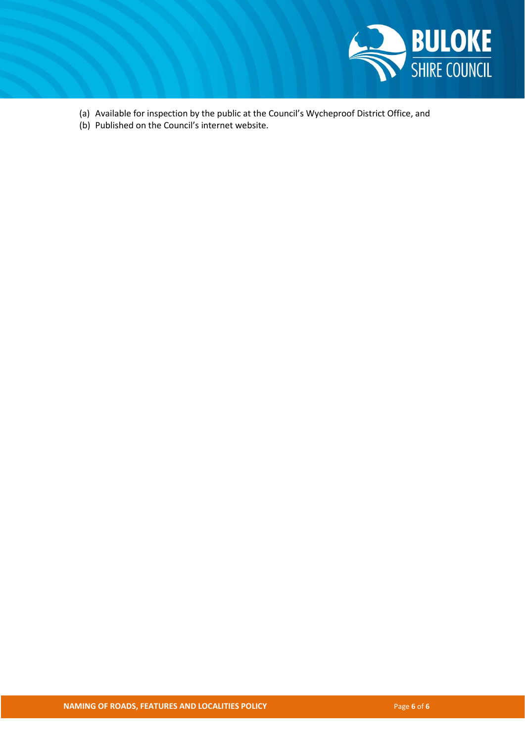(a) Available for inspection by the public at the Council's Wycheproof District Office, and
(b) Published on the Council's internet website.